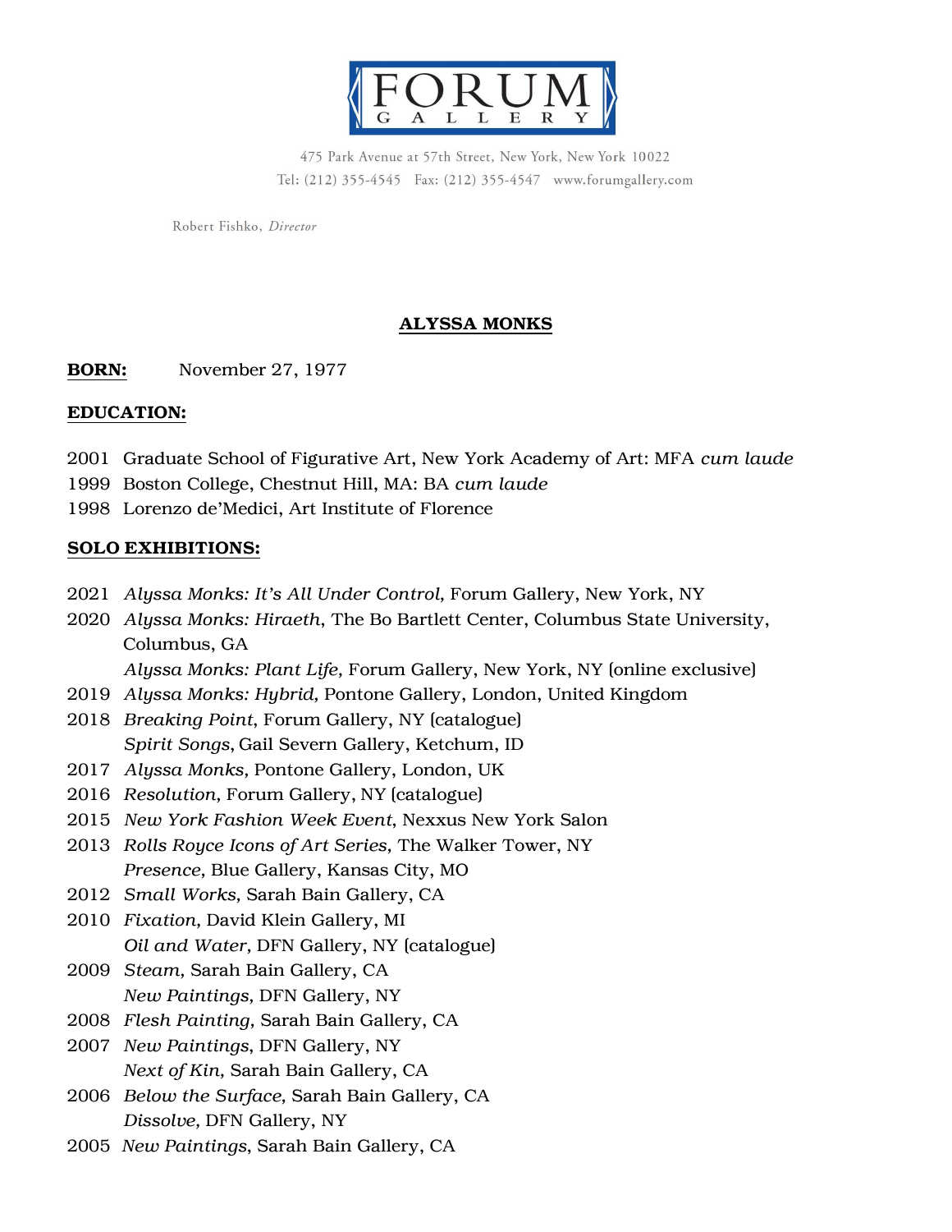FORUM GALLERY

475 Park Avenue at 57th Street, New York, New York 10022
Tel: (212) 355-4545 Fax: (212) 355-4547 www.forumgallery.com

Robert Fishko, *Director*

# ALYSSA MONKS

**BORN:** November 27, 1977

## EDUCATION:

2001 Graduate School of Figurative Art, New York Academy of Art: MFA *cum laude*
1999 Boston College, Chestnut Hill, MA: BA *cum laude*
1998 Lorenzo de'Medici, Art Institute of Florence

## SOLO EXHIBITIONS:

2021 *Alyssa Monks: It's All Under Control,* Forum Gallery, New York, NY
2020 *Alyssa Monks: Hiraeth*, The Bo Bartlett Center, Columbus State University, Columbus, GA
*Alyssa Monks: Plant Life*, Forum Gallery, New York, NY (online exclusive)
2019 *Alyssa Monks: Hybrid,* Pontone Gallery, London, United Kingdom
2018 *Breaking Point*, Forum Gallery, NY (catalogue)
*Spirit Songs*, Gail Severn Gallery, Ketchum, ID
2017 *Alyssa Monks*, Pontone Gallery, London, UK
2016 *Resolution,* Forum Gallery, NY (catalogue)
2015 *New York Fashion Week Event*, Nexxus New York Salon
2013 *Rolls Royce Icons of Art Series*, The Walker Tower, NY
*Presence*, Blue Gallery, Kansas City, MO
2012 *Small Works*, Sarah Bain Gallery, CA
2010 *Fixation,* David Klein Gallery, MI
*Oil and Water*, DFN Gallery, NY (catalogue)
2009 *Steam*, Sarah Bain Gallery, CA
*New Paintings*, DFN Gallery, NY
2008 *Flesh Painting*, Sarah Bain Gallery, CA
2007 *New Paintings*, DFN Gallery, NY
*Next of Kin*, Sarah Bain Gallery, CA
2006 *Below the Surface*, Sarah Bain Gallery, CA
*Dissolve*, DFN Gallery, NY
2005 *New Paintings*, Sarah Bain Gallery, CA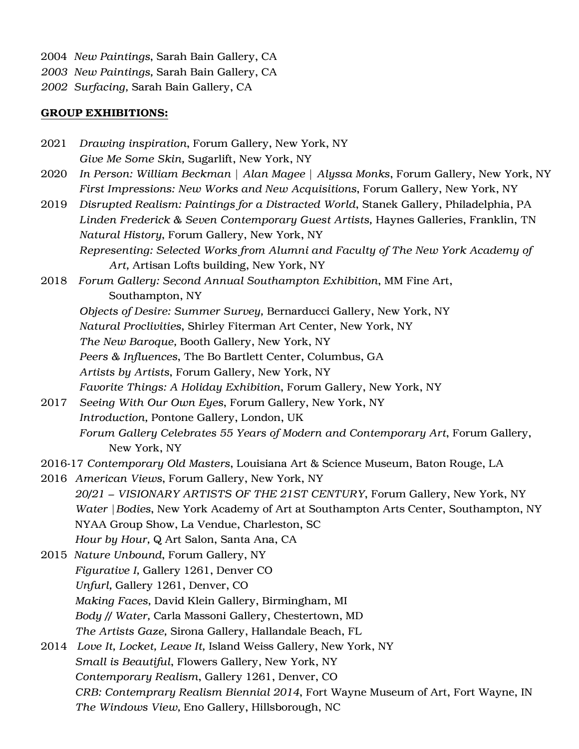2004 *New Paintings*, Sarah Bain Gallery, CA
*2003 New Paintings,* Sarah Bain Gallery, CA
*2002 Surfacing,* Sarah Bain Gallery, CA

**GROUP EXHIBITIONS:**

2021 *Drawing inspiration*, Forum Gallery, New York, NY
*Give Me Some Skin,* Sugarlift, New York, NY
2020 *In Person: William Beckman | Alan Magee | Alyssa Monks*, Forum Gallery, New York, NY
*First Impressions: New Works and New Acquisitions*, Forum Gallery, New York, NY
2019 *Disrupted Realism: Paintings for a Distracted World*, Stanek Gallery, Philadelphia, PA
*Linden Frederick & Seven Contemporary Guest Artists,* Haynes Galleries, Franklin, TN
*Natural History*, Forum Gallery, New York, NY
*Representing: Selected Works from Alumni and Faculty of The New York Academy of Art*, Artisan Lofts building, New York, NY
2018 *Forum Gallery: Second Annual Southampton Exhibition*, MM Fine Art, Southampton, NY
*Objects of Desire: Summer Survey,* Bernarducci Gallery, New York, NY
*Natural Proclivities*, Shirley Fiterman Art Center, New York, NY
*The New Baroque,* Booth Gallery, New York, NY
*Peers & Influences*, The Bo Bartlett Center, Columbus, GA
*Artists by Artists*, Forum Gallery, New York, NY
*Favorite Things: A Holiday Exhibition*, Forum Gallery, New York, NY
2017 *Seeing With Our Own Eyes*, Forum Gallery, New York, NY
*Introduction,* Pontone Gallery, London, UK
*Forum Gallery Celebrates 55 Years of Modern and Contemporary Art*, Forum Gallery, New York, NY
2016-17 *Contemporary Old Masters*, Louisiana Art & Science Museum, Baton Rouge, LA
2016 *American Views*, Forum Gallery, New York, NY
*20/21 – VISIONARY ARTISTS OF THE 21ST CENTURY*, Forum Gallery, New York, NY
*Water |Bodies*, New York Academy of Art at Southampton Arts Center, Southampton, NY
NYAA Group Show, La Vendue, Charleston, SC
*Hour by Hour,* Q Art Salon, Santa Ana, CA
2015 *Nature Unbound*, Forum Gallery, NY
*Figurative I,* Gallery 1261, Denver CO
*Unfurl*, Gallery 1261, Denver, CO
*Making Faces*, David Klein Gallery, Birmingham, MI
*Body // Water,* Carla Massoni Gallery, Chestertown, MD
*The Artists Gaze,* Sirona Gallery, Hallandale Beach, FL
2014 *Love It, Locket, Leave It,* Island Weiss Gallery, New York, NY
*Small is Beautiful*, Flowers Gallery, New York, NY
*Contemporary Realism*, Gallery 1261, Denver, CO
*CRB: Contemprary Realism Biennial 2014*, Fort Wayne Museum of Art, Fort Wayne, IN
*The Windows View,* Eno Gallery, Hillsborough, NC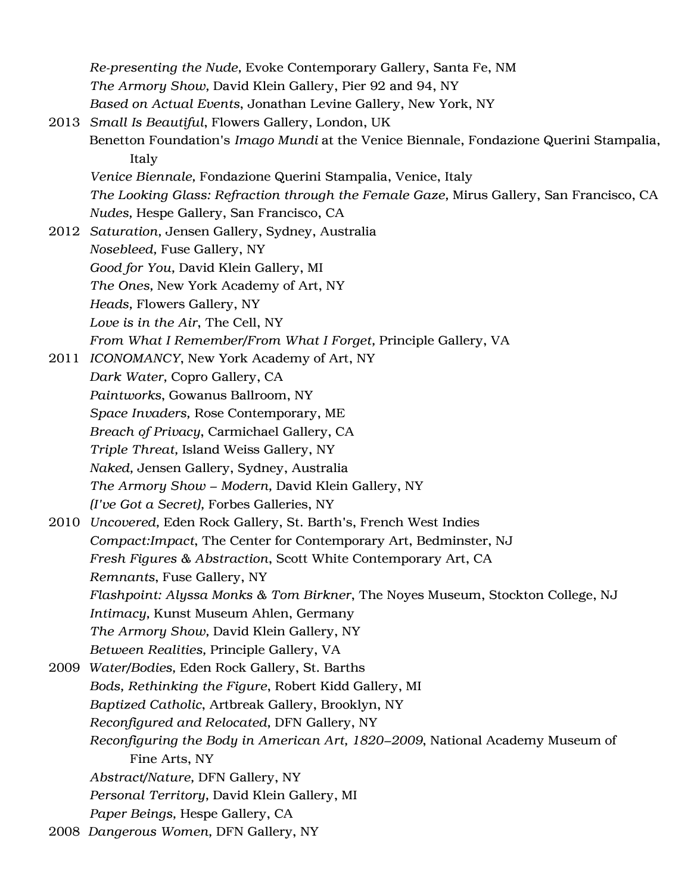*Re-presenting the Nude*, Evoke Contemporary Gallery, Santa Fe, NM
*The Armory Show*, David Klein Gallery, Pier 92 and 94, NY
*Based on Actual Events*, Jonathan Levine Gallery, New York, NY

2013 *Small Is Beautiful*, Flowers Gallery, London, UK
Benetton Foundation's *Imago Mundi* at the Venice Biennale, Fondazione Querini Stampalia, Italy
*Venice Biennale,* Fondazione Querini Stampalia, Venice, Italy
*The Looking Glass: Refraction through the Female Gaze*, Mirus Gallery, San Francisco, CA
*Nudes,* Hespe Gallery, San Francisco, CA

2012 *Saturation,* Jensen Gallery, Sydney, Australia
*Nosebleed*, Fuse Gallery, NY
*Good for You*, David Klein Gallery, MI
*The Ones,* New York Academy of Art, NY
*Heads,* Flowers Gallery, NY
*Love is in the Air*, The Cell, NY
*From What I Remember/From What I Forget,* Principle Gallery, VA

2011 *ICONOMANCY*, New York Academy of Art, NY
*Dark Water,* Copro Gallery, CA
*Paintworks*, Gowanus Ballroom, NY
*Space Invaders,* Rose Contemporary, ME
*Breach of Privacy*, Carmichael Gallery, CA
*Triple Threat,* Island Weiss Gallery, NY
*Naked*, Jensen Gallery, Sydney, Australia
*The Armory Show – Modern*, David Klein Gallery, NY
*(I've Got a Secret),* Forbes Galleries, NY

2010 *Uncovered,* Eden Rock Gallery, St. Barth's, French West Indies
*Compact:Impact*, The Center for Contemporary Art, Bedminster, NJ
*Fresh Figures & Abstraction*, Scott White Contemporary Art, CA
*Remnants*, Fuse Gallery, NY
*Flashpoint: Alyssa Monks & Tom Birkner*, The Noyes Museum, Stockton College, NJ
*Intimacy,* Kunst Museum Ahlen, Germany
*The Armory Show,* David Klein Gallery, NY
*Between Realities,* Principle Gallery, VA

2009 *Water/Bodies,* Eden Rock Gallery, St. Barths
*Bods, Rethinking the Figure*, Robert Kidd Gallery, MI
*Baptized Catholic*, Artbreak Gallery, Brooklyn, NY
*Reconfigured and Relocated,* DFN Gallery, NY
*Reconfiguring the Body in American Art, 1820–2009*, National Academy Museum of Fine Arts, NY
*Abstract/Nature,* DFN Gallery, NY
*Personal Territory,* David Klein Gallery, MI
*Paper Beings,* Hespe Gallery, CA

2008 *Dangerous Women,* DFN Gallery, NY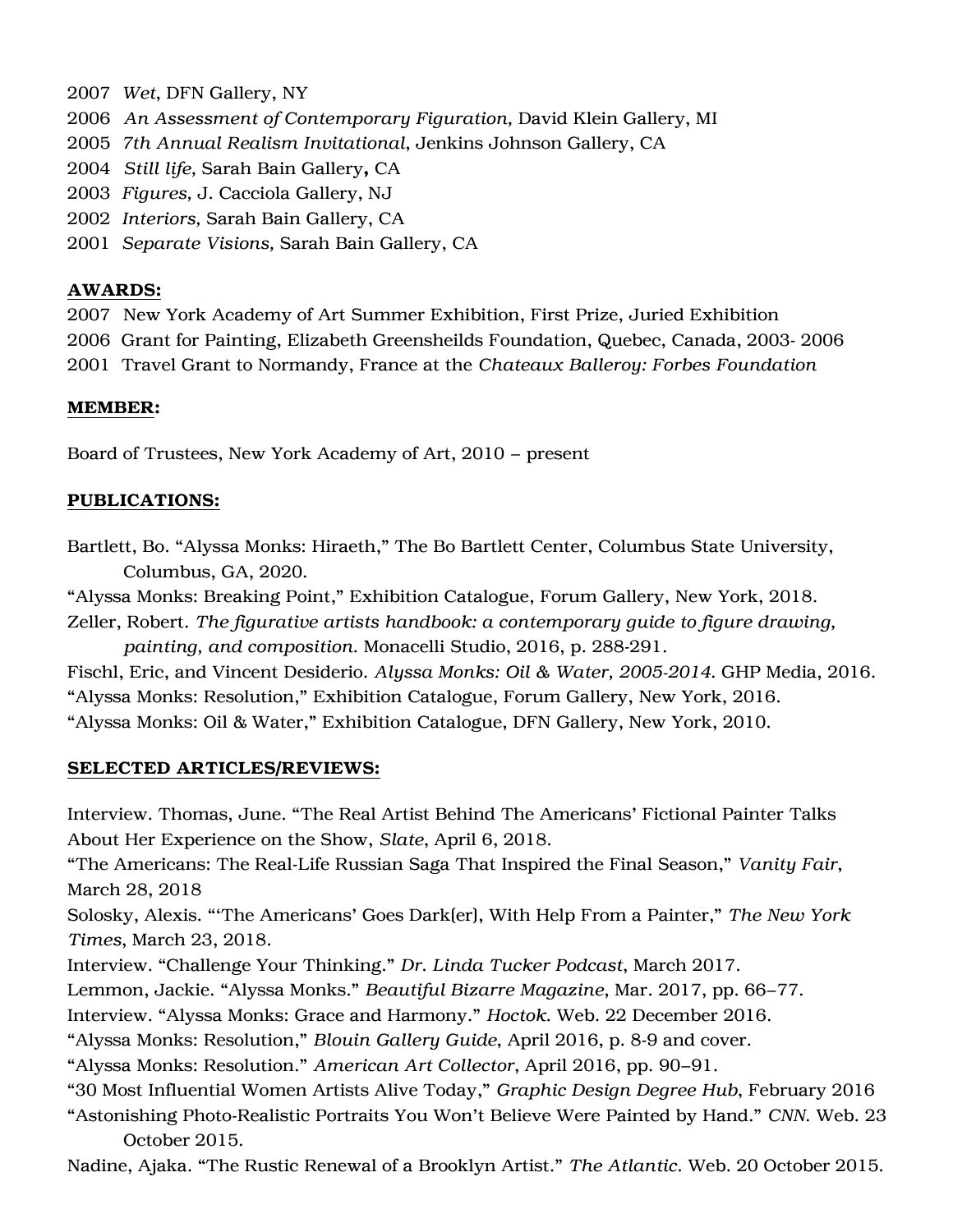2007 *Wet*, DFN Gallery, NY
2006 *An Assessment of Contemporary Figuration,* David Klein Gallery, MI
2005 *7th Annual Realism Invitational*, Jenkins Johnson Gallery, CA
2004 *Still life,* Sarah Bain Gallery**,** CA
2003 *Figures,* J. Cacciola Gallery, NJ
2002 *Interiors,* Sarah Bain Gallery, CA
2001 *Separate Visions,* Sarah Bain Gallery, CA

**AWARDS:**

2007 New York Academy of Art Summer Exhibition, First Prize, Juried Exhibition
2006 Grant for Painting, Elizabeth Greensheilds Foundation, Quebec, Canada, 2003- 2006
2001 Travel Grant to Normandy, France at the *Chateaux Balleroy: Forbes Foundation*

**MEMBER:**

Board of Trustees, New York Academy of Art, 2010 – present

**PUBLICATIONS:**

Bartlett, Bo. "Alyssa Monks: Hiraeth," The Bo Bartlett Center, Columbus State University, Columbus, GA, 2020.
"Alyssa Monks: Breaking Point," Exhibition Catalogue, Forum Gallery, New York, 2018.
Zeller, Robert. *The figurative artists handbook: a contemporary guide to figure drawing, painting, and composition*. Monacelli Studio, 2016, p. 288-291.
Fischl, Eric, and Vincent Desiderio. *Alyssa Monks: Oil & Water, 2005-2014*. GHP Media, 2016.
"Alyssa Monks: Resolution," Exhibition Catalogue, Forum Gallery, New York, 2016.
"Alyssa Monks: Oil & Water," Exhibition Catalogue, DFN Gallery, New York, 2010.

**SELECTED ARTICLES/REVIEWS:**

Interview. Thomas, June. "The Real Artist Behind The Americans' Fictional Painter Talks About Her Experience on the Show, *Slate*, April 6, 2018.
"The Americans: The Real-Life Russian Saga That Inspired the Final Season," *Vanity Fair*, March 28, 2018
Solosky, Alexis. "'The Americans' Goes Dark(er), With Help From a Painter," *The New York Times*, March 23, 2018.
Interview. "Challenge Your Thinking." *Dr. Linda Tucker Podcast*, March 2017.
Lemmon, Jackie. "Alyssa Monks." *Beautiful Bizarre Magazine*, Mar. 2017, pp. 66–77.
Interview. "Alyssa Monks: Grace and Harmony." *Hoctok*. Web. 22 December 2016.
"Alyssa Monks: Resolution," *Blouin Gallery Guide*, April 2016, p. 8-9 and cover.
"Alyssa Monks: Resolution." *American Art Collector*, April 2016, pp. 90–91.
"30 Most Influential Women Artists Alive Today," *Graphic Design Degree Hub*, February 2016
"Astonishing Photo-Realistic Portraits You Won't Believe Were Painted by Hand." *CNN*. Web. 23 October 2015.
Nadine, Ajaka. "The Rustic Renewal of a Brooklyn Artist." *The Atlantic*. Web. 20 October 2015.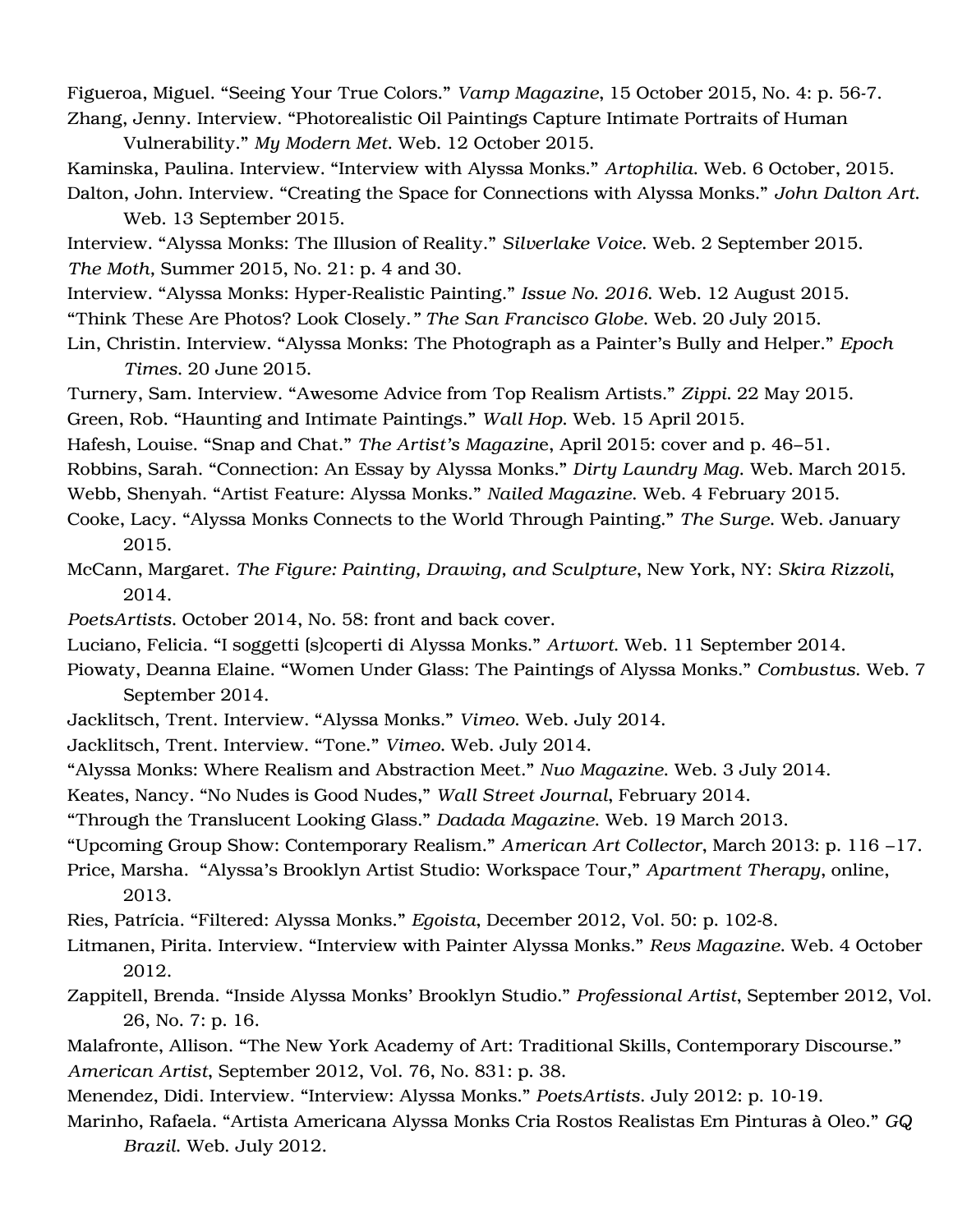Figueroa, Miguel. "Seeing Your True Colors." *Vamp Magazine*, 15 October 2015, No. 4: p. 56-7.

Zhang, Jenny. Interview. "Photorealistic Oil Paintings Capture Intimate Portraits of Human Vulnerability." *My Modern Met*. Web. 12 October 2015.

Kaminska, Paulina. Interview. "Interview with Alyssa Monks." *Artophilia*. Web. 6 October, 2015.

Dalton, John. Interview. "Creating the Space for Connections with Alyssa Monks." *John Dalton Art*. Web. 13 September 2015.

Interview. "Alyssa Monks: The Illusion of Reality." *Silverlake Voice*. Web. 2 September 2015.

*The Moth*, Summer 2015, No. 21: p. 4 and 30.

Interview. "Alyssa Monks: Hyper-Realistic Painting." *Issue No. 2016*. Web. 12 August 2015.

"Think These Are Photos? Look Closely." *The San Francisco Globe*. Web. 20 July 2015.

Lin, Christin. Interview. "Alyssa Monks: The Photograph as a Painter's Bully and Helper." *Epoch Times*. 20 June 2015.

Turnery, Sam. Interview. "Awesome Advice from Top Realism Artists." *Zippi*. 22 May 2015.

Green, Rob. "Haunting and Intimate Paintings." *Wall Hop*. Web. 15 April 2015.

Hafesh, Louise. "Snap and Chat." *The Artist's Magazin*e, April 2015: cover and p. 46–51.

Robbins, Sarah. "Connection: An Essay by Alyssa Monks." *Dirty Laundry Mag*. Web. March 2015.

Webb, Shenyah. "Artist Feature: Alyssa Monks." *Nailed Magazine*. Web. 4 February 2015.

Cooke, Lacy. "Alyssa Monks Connects to the World Through Painting." *The Surge*. Web. January 2015.

McCann, Margaret. *The Figure: Painting, Drawing, and Sculpture*, New York, NY: *Skira Rizzoli*, 2014.

*PoetsArtists*. October 2014, No. 58: front and back cover.

Luciano, Felicia. "I soggetti (s)coperti di Alyssa Monks." *Artwort*. Web. 11 September 2014.

Piowaty, Deanna Elaine. "Women Under Glass: The Paintings of Alyssa Monks." *Combustus*. Web. 7 September 2014.

Jacklitsch, Trent. Interview. "Alyssa Monks." *Vimeo*. Web. July 2014.

Jacklitsch, Trent. Interview. "Tone." *Vimeo*. Web. July 2014.

"Alyssa Monks: Where Realism and Abstraction Meet." *Nuo Magazine*. Web. 3 July 2014.

Keates, Nancy. "No Nudes is Good Nudes," *Wall Street Journal*, February 2014.

"Through the Translucent Looking Glass." *Dadada Magazine*. Web. 19 March 2013.

"Upcoming Group Show: Contemporary Realism." *American Art Collector*, March 2013: p. 116 –17.

Price, Marsha. "Alyssa's Brooklyn Artist Studio: Workspace Tour," *Apartment Therapy*, online, 2013.

Ries, Patrícia. "Filtered: Alyssa Monks." *Egoista*, December 2012, Vol. 50: p. 102-8.

Litmanen, Pirita. Interview. "Interview with Painter Alyssa Monks." *Revs Magazine*. Web. 4 October 2012.

Zappitell, Brenda. "Inside Alyssa Monks' Brooklyn Studio." *Professional Artist*, September 2012, Vol. 26, No. 7: p. 16.

Malafronte, Allison. "The New York Academy of Art: Traditional Skills, Contemporary Discourse." *American Artist*, September 2012, Vol. 76, No. 831: p. 38.

Menendez, Didi. Interview. "Interview: Alyssa Monks." *PoetsArtists*. July 2012: p. 10-19.

Marinho, Rafaela. "Artista Americana Alyssa Monks Cria Rostos Realistas Em Pinturas à Oleo." *GQ Brazil*. Web. July 2012.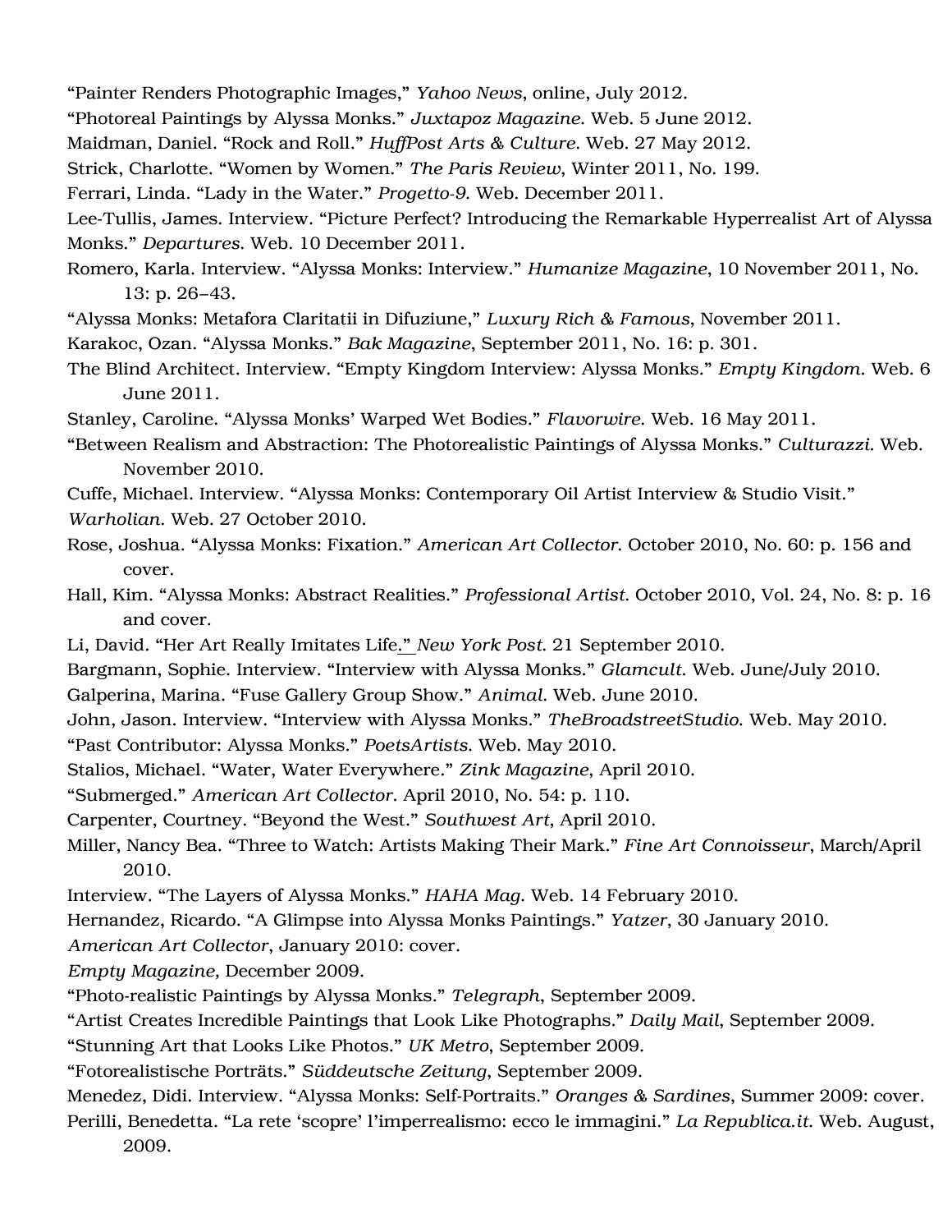"Painter Renders Photographic Images," *Yahoo News*, online, July 2012.

"Photoreal Paintings by Alyssa Monks." *Juxtapoz Magazine*. Web. 5 June 2012.

Maidman, Daniel. "Rock and Roll." *HuffPost Arts & Culture*. Web. 27 May 2012.

Strick, Charlotte. "Women by Women." *The Paris Review*, Winter 2011, No. 199.

Ferrari, Linda. "Lady in the Water." *Progetto-9*. Web. December 2011.

Lee-Tullis, James. Interview. "Picture Perfect? Introducing the Remarkable Hyperrealist Art of Alyssa Monks." *Departures*. Web. 10 December 2011.

Romero, Karla. Interview. "Alyssa Monks: Interview." *Humanize Magazine*, 10 November 2011, No. 13: p. 26–43.

"Alyssa Monks: Metafora Claritatii in Difuziune," *Luxury Rich & Famous*, November 2011.

Karakoc, Ozan. "Alyssa Monks." *Bak Magazine*, September 2011, No. 16: p. 301.

The Blind Architect. Interview. "Empty Kingdom Interview: Alyssa Monks." *Empty Kingdom*. Web. 6 June 2011.

Stanley, Caroline. "Alyssa Monks' Warped Wet Bodies." *Flavorwire*. Web. 16 May 2011.

"Between Realism and Abstraction: The Photorealistic Paintings of Alyssa Monks." *Culturazzi*. Web. November 2010.

Cuffe, Michael. Interview. "Alyssa Monks: Contemporary Oil Artist Interview & Studio Visit." *Warholian*. Web. 27 October 2010.

Rose, Joshua. "Alyssa Monks: Fixation." *American Art Collector*. October 2010, No. 60: p. 156 and cover.

Hall, Kim. "Alyssa Monks: Abstract Realities." *Professional Artist*. October 2010, Vol. 24, No. 8: p. 16 and cover.

Li, David. "Her Art Really Imitates Life." *New York Post*. 21 September 2010.

Bargmann, Sophie. Interview. "Interview with Alyssa Monks." *Glamcult*. Web. June/July 2010.

Galperina, Marina. "Fuse Gallery Group Show." *Animal*. Web. June 2010.

John, Jason. Interview. "Interview with Alyssa Monks." *TheBroadstreetStudio*. Web. May 2010.

"Past Contributor: Alyssa Monks." *PoetsArtists*. Web. May 2010.

Stalios, Michael. "Water, Water Everywhere." *Zink Magazine*, April 2010.

"Submerged." *American Art Collector*. April 2010, No. 54: p. 110.

Carpenter, Courtney. "Beyond the West." *Southwest Art*, April 2010.

Miller, Nancy Bea. "Three to Watch: Artists Making Their Mark." *Fine Art Connoisseur*, March/April 2010.

Interview. "The Layers of Alyssa Monks." *HAHA Mag*. Web. 14 February 2010.

Hernandez, Ricardo. "A Glimpse into Alyssa Monks Paintings." *Yatzer*, 30 January 2010.

*American Art Collector*, January 2010: cover.

*Empty Magazine*, December 2009.

"Photo-realistic Paintings by Alyssa Monks." *Telegraph*, September 2009.

"Artist Creates Incredible Paintings that Look Like Photographs." *Daily Mail*, September 2009.

"Stunning Art that Looks Like Photos." *UK Metro*, September 2009.

"Fotorealistische Porträts." *Süddeutsche Zeitung*, September 2009.

Menedez, Didi. Interview. "Alyssa Monks: Self-Portraits." *Oranges & Sardines*, Summer 2009: cover.

Perilli, Benedetta. "La rete 'scopre' l'imperrealismo: ecco le immagini." *La Repubblica.it*. Web. August, 2009.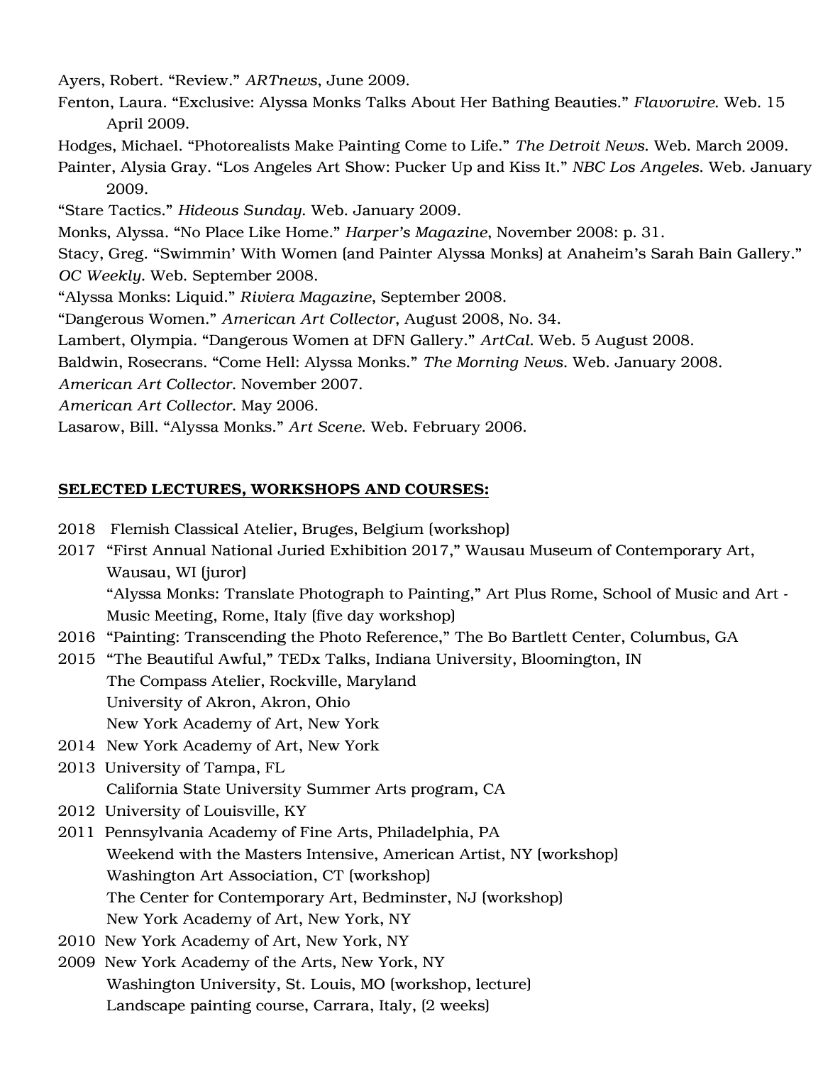Ayers, Robert. “Review.” *ARTnews*, June 2009.

Fenton, Laura. “Exclusive: Alyssa Monks Talks About Her Bathing Beauties.” *Flavorwire*. Web. 15 April 2009.

Hodges, Michael. “Photorealists Make Painting Come to Life.” *The Detroit News*. Web. March 2009.

Painter, Alysia Gray. “Los Angeles Art Show: Pucker Up and Kiss It.” *NBC Los Angeles*. Web. January 2009.

“Stare Tactics.” *Hideous Sunday*. Web. January 2009.

Monks, Alyssa. “No Place Like Home.” *Harper’s Magazine*, November 2008: p. 31.

Stacy, Greg. “Swimmin’ With Women (and Painter Alyssa Monks) at Anaheim’s Sarah Bain Gallery.” *OC Weekly*. Web. September 2008.

“Alyssa Monks: Liquid.” *Riviera Magazine*, September 2008.

“Dangerous Women.” *American Art Collector*, August 2008, No. 34.

Lambert, Olympia. “Dangerous Women at DFN Gallery.” *ArtCal*. Web. 5 August 2008.

Baldwin, Rosecrans. “Come Hell: Alyssa Monks.” *The Morning News*. Web. January 2008.

*American Art Collector*. November 2007.

*American Art Collector*. May 2006.

Lasarow, Bill. “Alyssa Monks.” *Art Scene*. Web. February 2006.

**SELECTED LECTURES, WORKSHOPS AND COURSES:**

2018 Flemish Classical Atelier, Bruges, Belgium (workshop)

2017 “First Annual National Juried Exhibition 2017,” Wausau Museum of Contemporary Art, Wausau, WI (juror)
“Alyssa Monks: Translate Photograph to Painting,” Art Plus Rome, School of Music and Art - Music Meeting, Rome, Italy (five day workshop)

2016 “Painting: Transcending the Photo Reference,” The Bo Bartlett Center, Columbus, GA

2015 “The Beautiful Awful,” TEDx Talks, Indiana University, Bloomington, IN
The Compass Atelier, Rockville, Maryland
University of Akron, Akron, Ohio
New York Academy of Art, New York

2014 New York Academy of Art, New York

2013 University of Tampa, FL
California State University Summer Arts program, CA

2012 University of Louisville, KY

2011 Pennsylvania Academy of Fine Arts, Philadelphia, PA
Weekend with the Masters Intensive, American Artist, NY (workshop)
Washington Art Association, CT (workshop)
The Center for Contemporary Art, Bedminster, NJ (workshop)
New York Academy of Art, New York, NY

2010 New York Academy of Art, New York, NY

2009 New York Academy of the Arts, New York, NY
Washington University, St. Louis, MO (workshop, lecture)
Landscape painting course, Carrara, Italy, (2 weeks)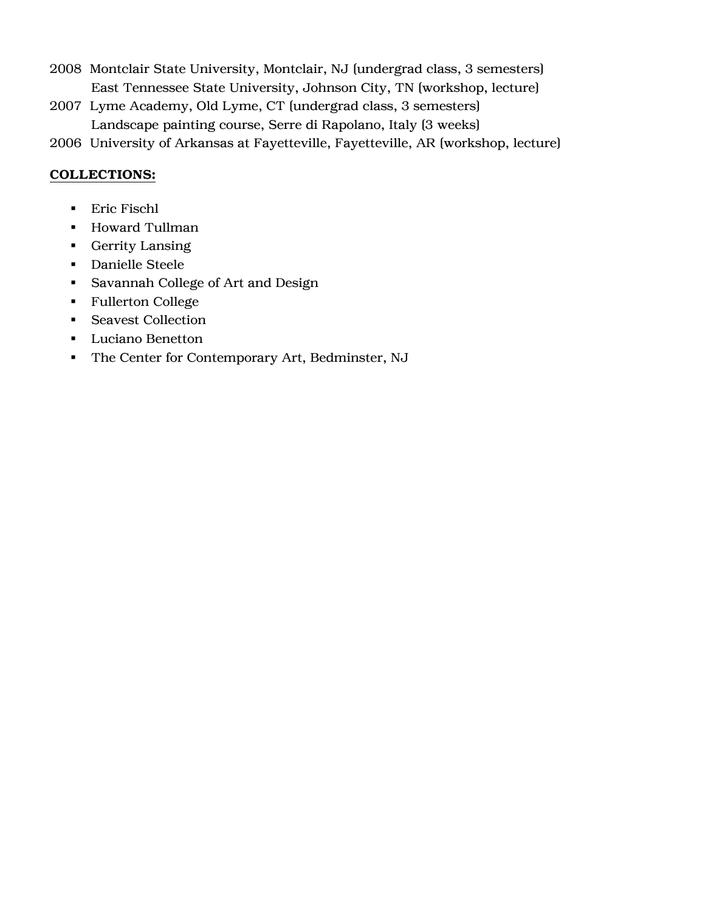2008 Montclair State University, Montclair, NJ (undergrad class, 3 semesters)
East Tennessee State University, Johnson City, TN (workshop, lecture)

2007 Lyme Academy, Old Lyme, CT (undergrad class, 3 semesters)
Landscape painting course, Serre di Rapolano, Italy (3 weeks)

2006 University of Arkansas at Fayetteville, Fayetteville, AR (workshop, lecture)

**COLLECTIONS:**

- Eric Fischl
- Howard Tullman
- Gerrity Lansing
- Danielle Steele
- Savannah College of Art and Design
- Fullerton College
- Seavest Collection
- Luciano Benetton
- The Center for Contemporary Art, Bedminster, NJ